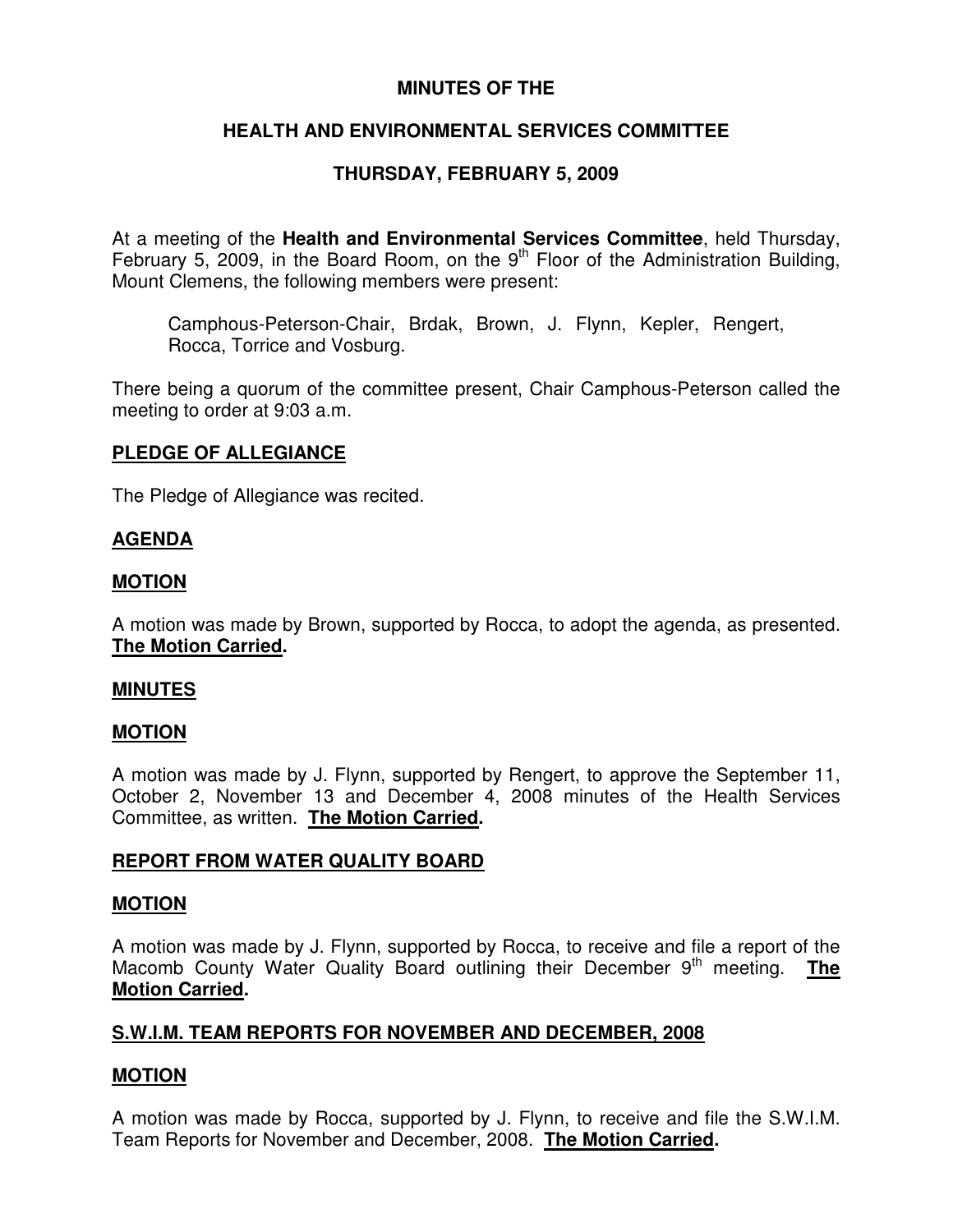# MINUTES OF THE

# HEALTH AND ENVIRONMENTAL SERVICES COMMITTEE

# THURSDAY, FEBRUARY 5, 2009

At a meeting of the **Health and Environmental Services Committee**, held Thursday, February 5, 2009, in the Board Room, on the 9th Floor of the Administration Building, Mount Clemens, the following members were present:

> Camphous-Peterson-Chair, Brdak, Brown, J. Flynn, Kepler, Rengert, Rocca, Torrice and Vosburg.

There being a quorum of the committee present, Chair Camphous-Peterson called the meeting to order at 9:03 a.m.

## PLEDGE OF ALLEGIANCE

The Pledge of Allegiance was recited.

## AGENDA

### MOTION

A motion was made by Brown, supported by Rocca, to adopt the agenda, as presented. **The Motion Carried.**

## MINUTES

### MOTION

A motion was made by J. Flynn, supported by Rengert, to approve the September 11, October 2, November 13 and December 4, 2008 minutes of the Health Services Committee, as written. **The Motion Carried.**

## REPORT FROM WATER QUALITY BOARD

### MOTION

A motion was made by J. Flynn, supported by Rocca, to receive and file a report of the Macomb County Water Quality Board outlining their December 9th meeting. **The Motion Carried.**

## S.W.I.M. TEAM REPORTS FOR NOVEMBER AND DECEMBER, 2008

### MOTION

A motion was made by Rocca, supported by J. Flynn, to receive and file the S.W.I.M. Team Reports for November and December, 2008. **The Motion Carried.**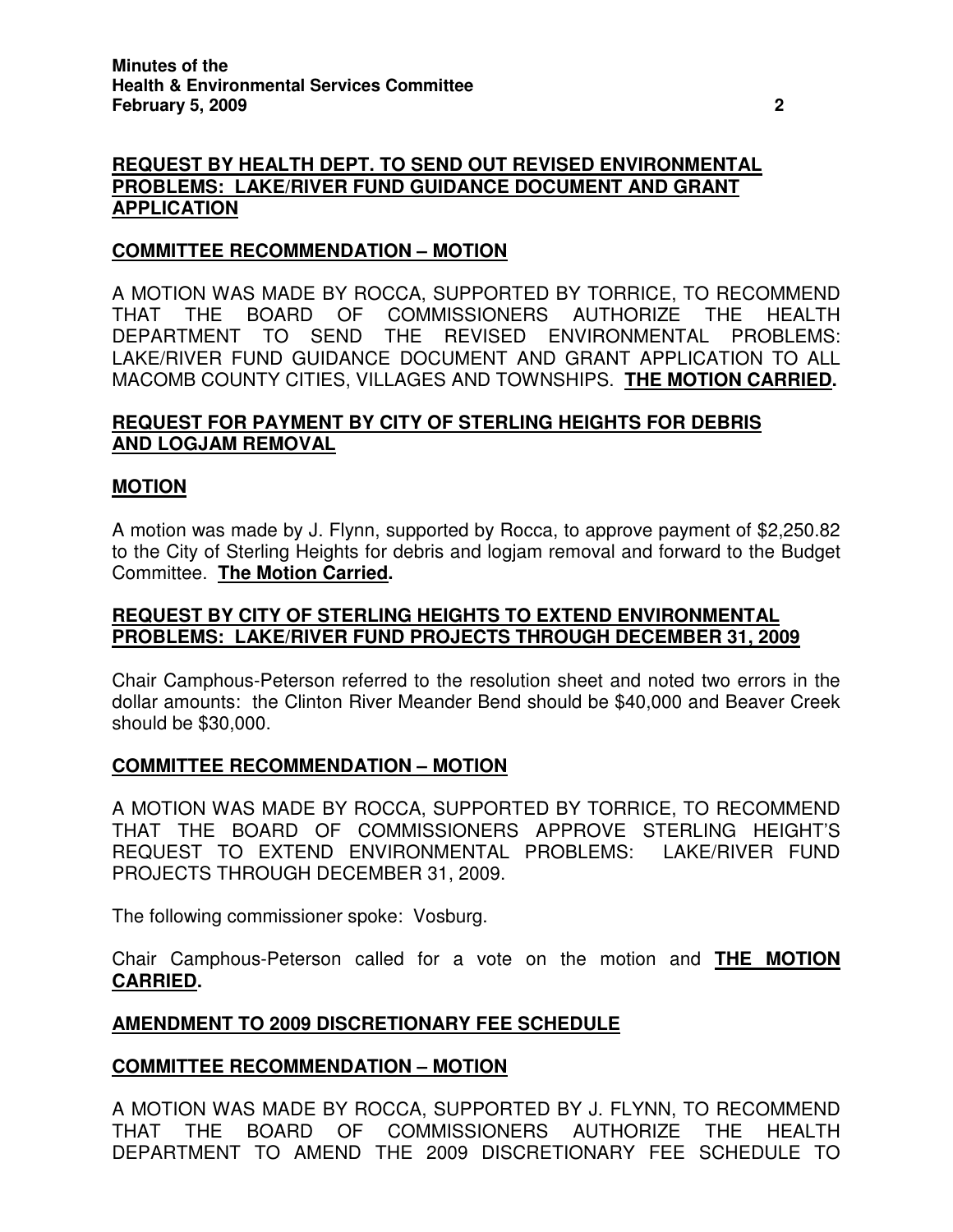**REQUEST BY HEALTH DEPT. TO SEND OUT REVISED ENVIRONMENTAL PROBLEMS: LAKE/RIVER FUND GUIDANCE DOCUMENT AND GRANT APPLICATION**

**COMMITTEE RECOMMENDATION – MOTION**

A MOTION WAS MADE BY ROCCA, SUPPORTED BY TORRICE, TO RECOMMEND THAT THE BOARD OF COMMISSIONERS AUTHORIZE THE HEALTH DEPARTMENT TO SEND THE REVISED ENVIRONMENTAL PROBLEMS: LAKE/RIVER FUND GUIDANCE DOCUMENT AND GRANT APPLICATION TO ALL MACOMB COUNTY CITIES, VILLAGES AND TOWNSHIPS. **THE MOTION CARRIED.**

**REQUEST FOR PAYMENT BY CITY OF STERLING HEIGHTS FOR DEBRIS AND LOGJAM REMOVAL**

**MOTION**

A motion was made by J. Flynn, supported by Rocca, to approve payment of $2,250.82 to the City of Sterling Heights for debris and logjam removal and forward to the Budget Committee. **The Motion Carried.**

**REQUEST BY CITY OF STERLING HEIGHTS TO EXTEND ENVIRONMENTAL PROBLEMS: LAKE/RIVER FUND PROJECTS THROUGH DECEMBER 31, 2009**

Chair Camphous-Peterson referred to the resolution sheet and noted two errors in the dollar amounts: the Clinton River Meander Bend should be $40,000 and Beaver Creek should be $30,000.

**COMMITTEE RECOMMENDATION – MOTION**

A MOTION WAS MADE BY ROCCA, SUPPORTED BY TORRICE, TO RECOMMEND THAT THE BOARD OF COMMISSIONERS APPROVE STERLING HEIGHT'S REQUEST TO EXTEND ENVIRONMENTAL PROBLEMS: LAKE/RIVER FUND PROJECTS THROUGH DECEMBER 31, 2009.

The following commissioner spoke: Vosburg.

Chair Camphous-Peterson called for a vote on the motion and **THE MOTION CARRIED.**

**AMENDMENT TO 2009 DISCRETIONARY FEE SCHEDULE**

**COMMITTEE RECOMMENDATION – MOTION**

A MOTION WAS MADE BY ROCCA, SUPPORTED BY J. FLYNN, TO RECOMMEND THAT THE BOARD OF COMMISSIONERS AUTHORIZE THE HEALTH DEPARTMENT TO AMEND THE 2009 DISCRETIONARY FEE SCHEDULE TO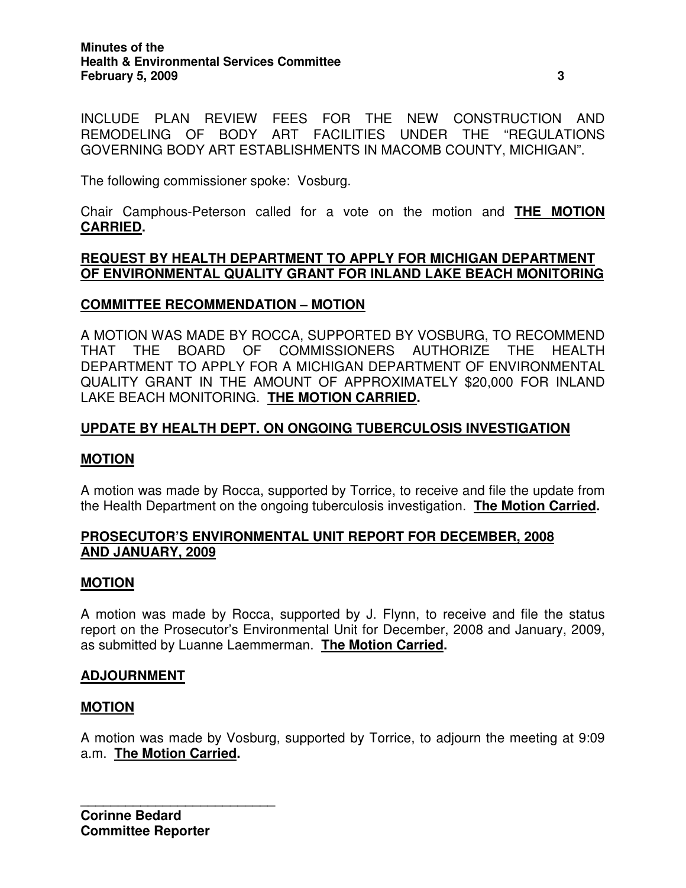INCLUDE PLAN REVIEW FEES FOR THE NEW CONSTRUCTION AND REMODELING OF BODY ART FACILITIES UNDER THE "REGULATIONS GOVERNING BODY ART ESTABLISHMENTS IN MACOMB COUNTY, MICHIGAN".

The following commissioner spoke: Vosburg.

Chair Camphous-Peterson called for a vote on the motion and **THE MOTION CARRIED.**

**REQUEST BY HEALTH DEPARTMENT TO APPLY FOR MICHIGAN DEPARTMENT OF ENVIRONMENTAL QUALITY GRANT FOR INLAND LAKE BEACH MONITORING**

**COMMITTEE RECOMMENDATION – MOTION**

A MOTION WAS MADE BY ROCCA, SUPPORTED BY VOSBURG, TO RECOMMEND THAT THE BOARD OF COMMISSIONERS AUTHORIZE THE HEALTH DEPARTMENT TO APPLY FOR A MICHIGAN DEPARTMENT OF ENVIRONMENTAL QUALITY GRANT IN THE AMOUNT OF APPROXIMATELY $20,000 FOR INLAND LAKE BEACH MONITORING. **THE MOTION CARRIED.**

**UPDATE BY HEALTH DEPT. ON ONGOING TUBERCULOSIS INVESTIGATION**

**MOTION**

A motion was made by Rocca, supported by Torrice, to receive and file the update from the Health Department on the ongoing tuberculosis investigation. **The Motion Carried.**

**PROSECUTOR'S ENVIRONMENTAL UNIT REPORT FOR DECEMBER, 2008 AND JANUARY, 2009**

**MOTION**

A motion was made by Rocca, supported by J. Flynn, to receive and file the status report on the Prosecutor's Environmental Unit for December, 2008 and January, 2009, as submitted by Luanne Laemmerman. **The Motion Carried.**

**ADJOURNMENT**

**MOTION**

A motion was made by Vosburg, supported by Torrice, to adjourn the meeting at 9:09 a.m. **The Motion Carried.**

\_\_\_\_\_\_\_\_\_\_\_\_\_\_\_\_\_\_\_\_\_\_\_\_\_\_\_\_

**Corinne Bedard**
**Committee Reporter**